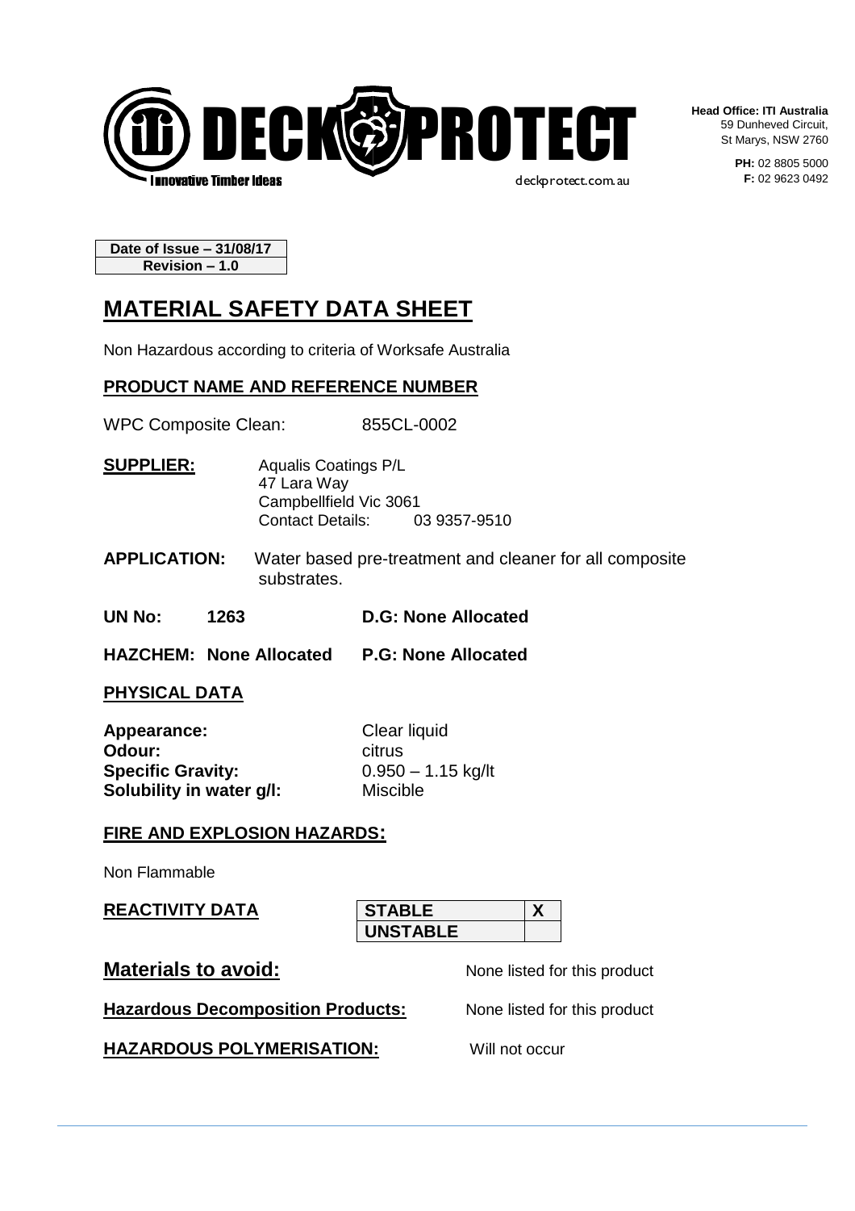DECK PROTECT
Innovative Timber Ideas
deckprotect.com.au

**Head Office: ITI Australia**
59 Dunheved Circuit,
St Marys, NSW 2760

**PH:** 02 8805 5000
**F:** 02 9623 0492

| Date of Issue – 31/08/17 |
|---|
| Revision – 1.0 |

# MATERIAL SAFETY DATA SHEET

Non Hazardous according to criteria of Worksafe Australia

## PRODUCT NAME AND REFERENCE NUMBER

WPC Composite Clean: 855CL-0002

**SUPPLIER:** Aqualis Coatings P/L
47 Lara Way
Campbellfield Vic 3061
Contact Details: 03 9357-9510

**APPLICATION:** Water based pre-treatment and cleaner for all composite substrates.

**UN No: 1263** **D.G: None Allocated**

**HAZCHEM: None Allocated** **P.G: None Allocated**

## PHYSICAL DATA

**Appearance:** Clear liquid
**Odour:** citrus
**Specific Gravity:** 0.950 – 1.15 kg/lt
**Solubility in water g/l:** Miscible

## FIRE AND EXPLOSION HAZARDS:

Non Flammable

## REACTIVITY DATA

| STABLE | X |
|---|---|
| UNSTABLE | |

## Materials to avoid:

None listed for this product

**Hazardous Decomposition Products:** None listed for this product

**HAZARDOUS POLYMERISATION:** Will not occur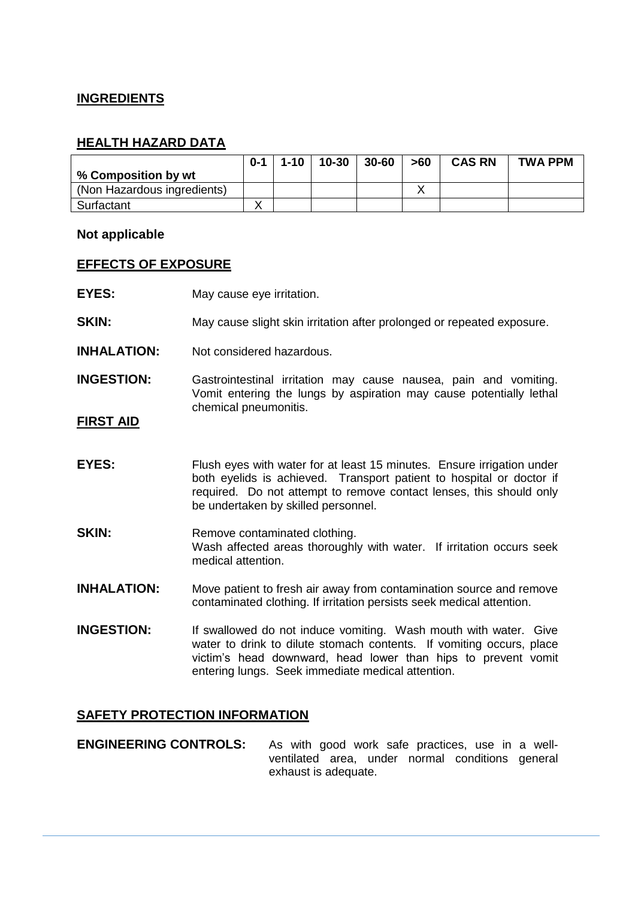## INGREDIENTS

## HEALTH HAZARD DATA

| % Composition by wt | 0-1 | 1-10 | 10-30 | 30-60 | >60 | CAS RN | TWA PPM |
|---|---|---|---|---|---|---|---|
| (Non Hazardous ingredients) | | | | | X | | |
| Surfactant | X | | | | | | |

**Not applicable**

## EFFECTS OF EXPOSURE

**EYES:** May cause eye irritation.

**SKIN:** May cause slight skin irritation after prolonged or repeated exposure.

**INHALATION:** Not considered hazardous.

**INGESTION:** Gastrointestinal irritation may cause nausea, pain and vomiting. Vomit entering the lungs by aspiration may cause potentially lethal chemical pneumonitis.

## FIRST AID

**EYES:** Flush eyes with water for at least 15 minutes. Ensure irrigation under both eyelids is achieved. Transport patient to hospital or doctor if required. Do not attempt to remove contact lenses, this should only be undertaken by skilled personnel.

**SKIN:** Remove contaminated clothing.
Wash affected areas thoroughly with water. If irritation occurs seek medical attention.

**INHALATION:** Move patient to fresh air away from contamination source and remove contaminated clothing. If irritation persists seek medical attention.

**INGESTION:** If swallowed do not induce vomiting. Wash mouth with water. Give water to drink to dilute stomach contents. If vomiting occurs, place victim's head downward, head lower than hips to prevent vomit entering lungs. Seek immediate medical attention.

## SAFETY PROTECTION INFORMATION

**ENGINEERING CONTROLS:** As with good work safe practices, use in a well-ventilated area, under normal conditions general exhaust is adequate.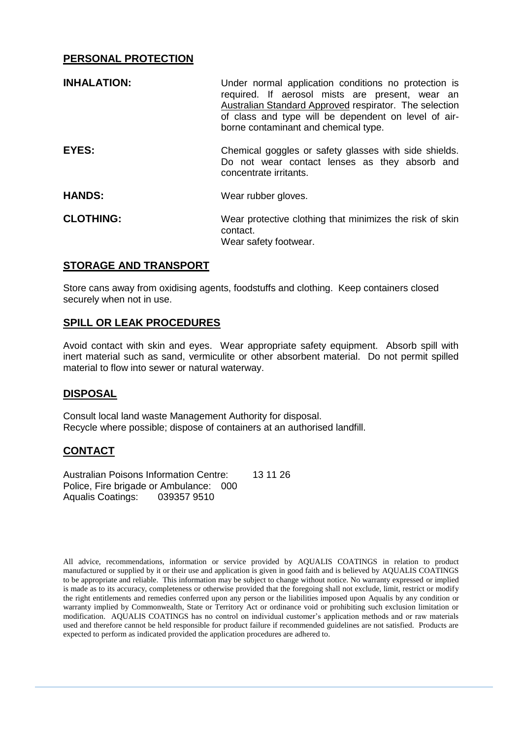## PERSONAL PROTECTION

**INHALATION:** Under normal application conditions no protection is required. If aerosol mists are present, wear an Australian Standard Approved respirator. The selection of class and type will be dependent on level of air-borne contaminant and chemical type.

**EYES:** Chemical goggles or safety glasses with side shields. Do not wear contact lenses as they absorb and concentrate irritants.

**HANDS:** Wear rubber gloves.

**CLOTHING:** Wear protective clothing that minimizes the risk of skin contact.
Wear safety footwear.

## STORAGE AND TRANSPORT

Store cans away from oxidising agents, foodstuffs and clothing. Keep containers closed securely when not in use.

## SPILL OR LEAK PROCEDURES

Avoid contact with skin and eyes. Wear appropriate safety equipment. Absorb spill with inert material such as sand, vermiculite or other absorbent material. Do not permit spilled material to flow into sewer or natural waterway.

## DISPOSAL

Consult local land waste Management Authority for disposal.
Recycle where possible; dispose of containers at an authorised landfill.

## CONTACT

Australian Poisons Information Centre: 13 11 26
Police, Fire brigade or Ambulance: 000
Aqualis Coatings: 039357 9510

All advice, recommendations, information or service provided by AQUALIS COATINGS in relation to product manufactured or supplied by it or their use and application is given in good faith and is believed by AQUALIS COATINGS to be appropriate and reliable. This information may be subject to change without notice. No warranty expressed or implied is made as to its accuracy, completeness or otherwise provided that the foregoing shall not exclude, limit, restrict or modify the right entitlements and remedies conferred upon any person or the liabilities imposed upon Aqualis by any condition or warranty implied by Commonwealth, State or Territory Act or ordinance void or prohibiting such exclusion limitation or modification. AQUALIS COATINGS has no control on individual customer's application methods and or raw materials used and therefore cannot be held responsible for product failure if recommended guidelines are not satisfied. Products are expected to perform as indicated provided the application procedures are adhered to.